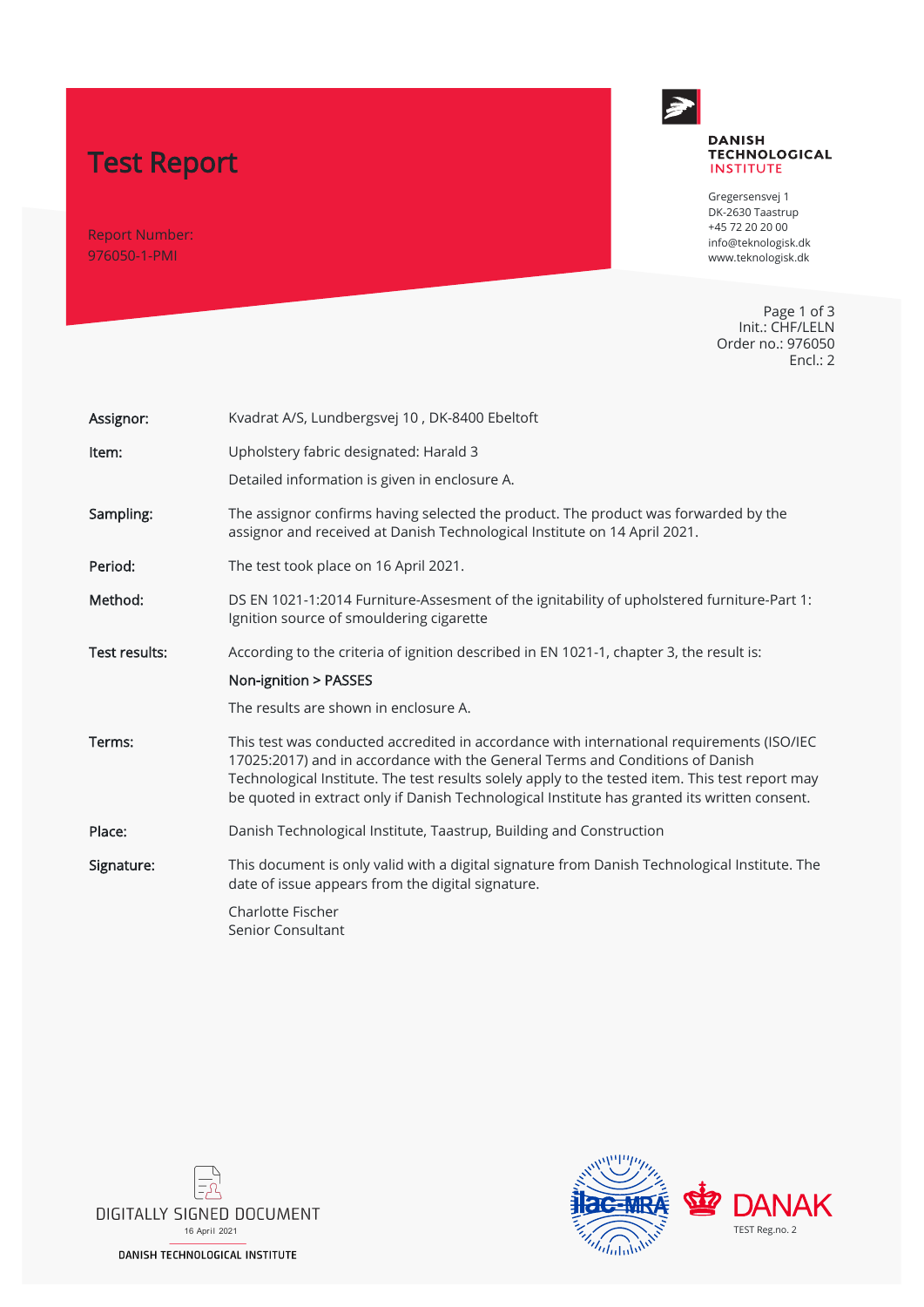# Test Report

Report Number:
976050-1-PMI

**DANISH TECHNOLOGICAL INSTITUTE**

Gregersensvej 1
DK-2630 Taastrup
+45 72 20 20 00
info@teknologisk.dk
www.teknologisk.dk

Init.: CHF/LELN
Order no.: 976050
Encl.: 2

| | |
|---|---|
| **Assignor:** | Kvadrat A/S, Lundbergsvej 10 , DK-8400 Ebeltoft |
| **Item:** | Upholstery fabric designated: Harald 3<br><br>Detailed information is given in enclosure A. |
| **Sampling:** | The assignor confirms having selected the product. The product was forwarded by the assignor and received at Danish Technological Institute on 14 April 2021. |
| **Period:** | The test took place on 16 April 2021. |
| **Method:** | DS EN 1021-1:2014 Furniture-Assesment of the ignitability of upholstered furniture-Part 1: Ignition source of smouldering cigarette |
| **Test results:** | According to the criteria of ignition described in EN 1021-1, chapter 3, the result is:<br><br>**Non-ignition > PASSES**<br><br>The results are shown in enclosure A. |
| **Terms:** | This test was conducted accredited in accordance with international requirements (ISO/IEC 17025:2017) and in accordance with the General Terms and Conditions of Danish Technological Institute. The test results solely apply to the tested item. This test report may be quoted in extract only if Danish Technological Institute has granted its written consent. |
| **Place:** | Danish Technological Institute, Taastrup, Building and Construction |
| **Signature:** | This document is only valid with a digital signature from Danish Technological Institute. The date of issue appears from the digital signature.<br><br>Charlotte Fischer<br>Senior Consultant |

DIGITALLY SIGNED DOCUMENT
16 April 2021
DANISH TECHNOLOGICAL INSTITUTE

ilac-MRA

DANAK
TEST Reg.no. 2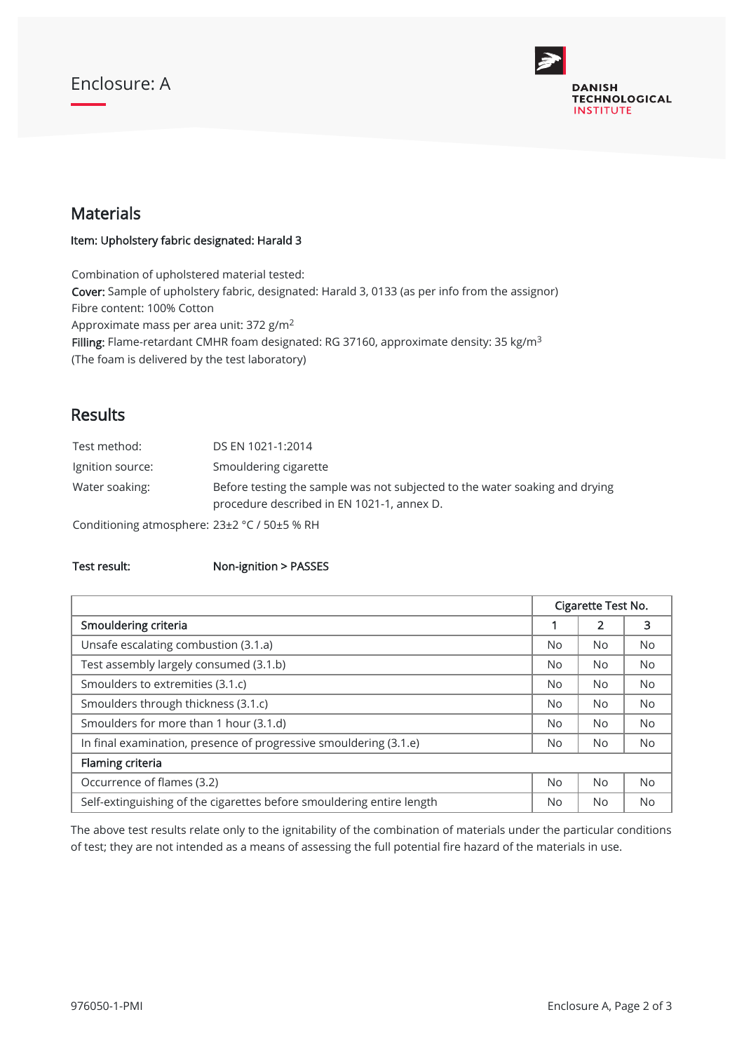Enclosure: A

DANISH TECHNOLOGICAL INSTITUTE

## Materials

**Item: Upholstery fabric designated: Harald 3**

Combination of upholstered material tested:
**Cover:** Sample of upholstery fabric, designated: Harald 3, 0133 (as per info from the assignor)
Fibre content: 100% Cotton
Approximate mass per area unit: 372 g/m$^2$
**Filling:** Flame-retardant CMHR foam designated: RG 37160, approximate density: 35 kg/m$^3$
(The foam is delivered by the test laboratory)

## Results

| | |
|---|---|
| Test method: | DS EN 1021-1:2014 |
| Ignition source: | Smouldering cigarette |
| Water soaking: | Before testing the sample was not subjected to the water soaking and drying procedure described in EN 1021-1, annex D. |
| Conditioning atmosphere: | 23±2 °C / 50±5 % RH |

**Test result:** **Non-ignition > PASSES**

| | Cigarette Test No. | | |
|---|---|---|---|
| **Smouldering criteria** | **1** | **2** | **3** |
| Unsafe escalating combustion (3.1.a) | No | No | No |
| Test assembly largely consumed (3.1.b) | No | No | No |
| Smoulders to extremities (3.1.c) | No | No | No |
| Smoulders through thickness (3.1.c) | No | No | No |
| Smoulders for more than 1 hour (3.1.d) | No | No | No |
| In final examination, presence of progressive smouldering (3.1.e) | No | No | No |
| **Flaming criteria** | | | |
| Occurrence of flames (3.2) | No | No | No |
| Self-extinguishing of the cigarettes before smouldering entire length | No | No | No |

The above test results relate only to the ignitability of the combination of materials under the particular conditions of test; they are not intended as a means of assessing the full potential fire hazard of the materials in use.

976050-1-PMI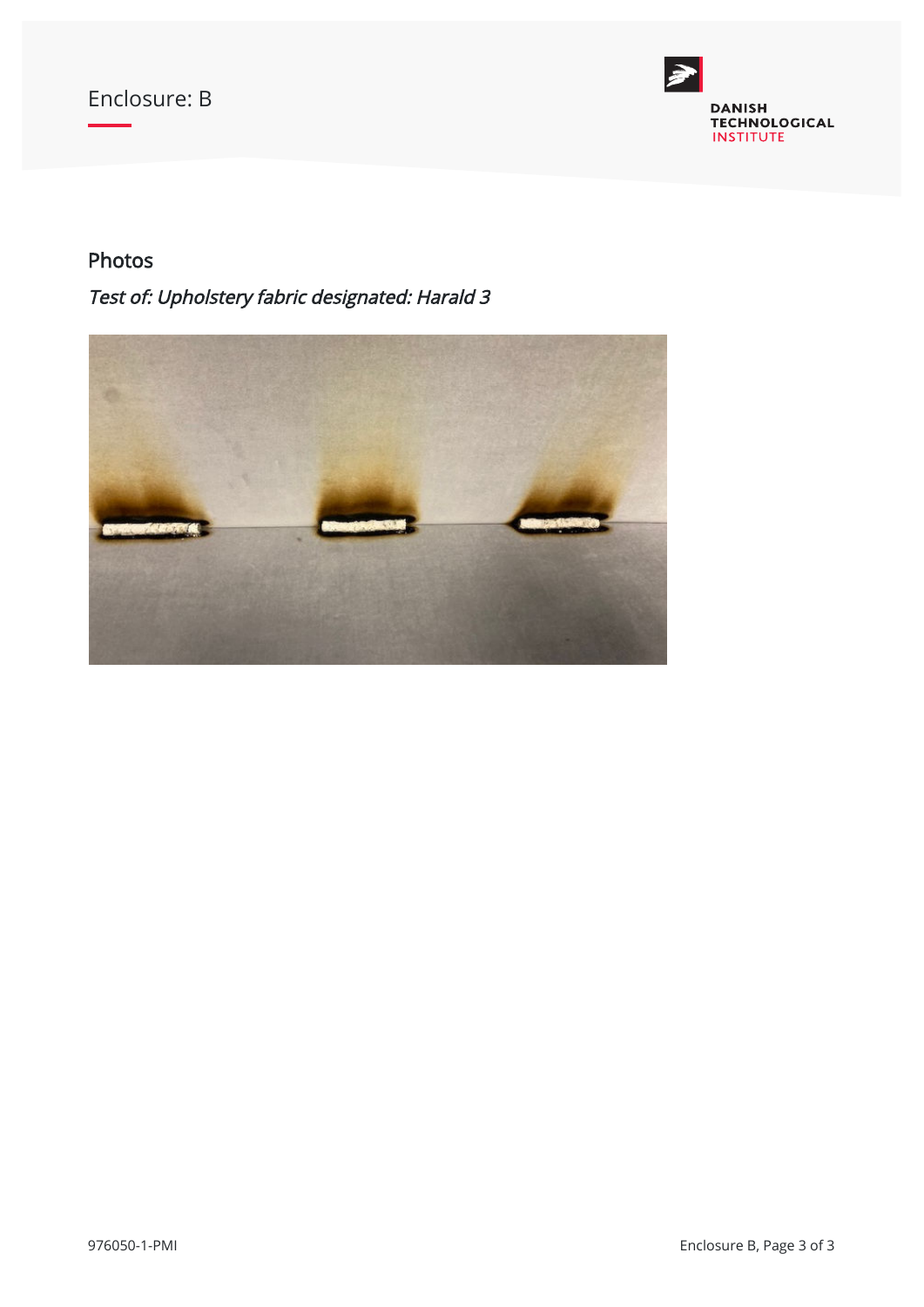Enclosure: B

## Photos

*Test of: Upholstery fabric designated: Harald 3*